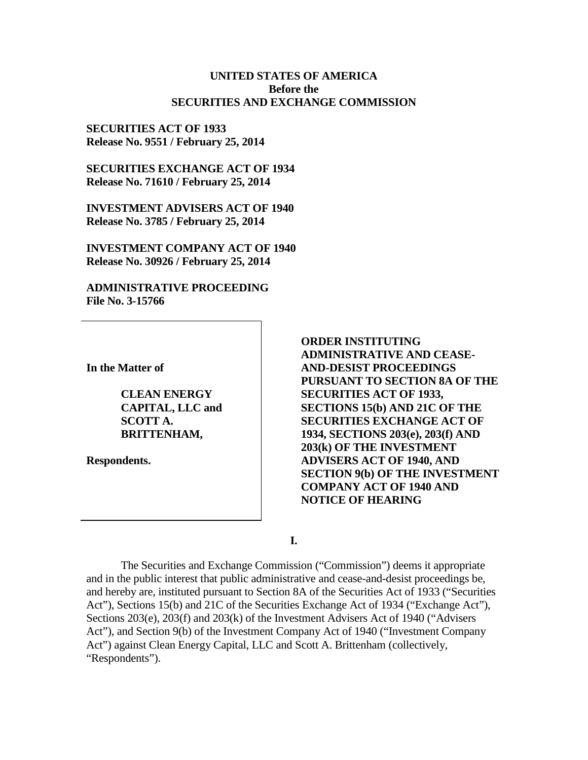**UNITED STATES OF AMERICA**
**Before the**
**SECURITIES AND EXCHANGE COMMISSION**

**SECURITIES ACT OF 1933**
**Release No. 9551 / February 25, 2014**

**SECURITIES EXCHANGE ACT OF 1934**
**Release No. 71610 / February 25, 2014**

**INVESTMENT ADVISERS ACT OF 1940**
**Release No. 3785 / February 25, 2014**

**INVESTMENT COMPANY ACT OF 1940**
**Release No. 30926 / February 25, 2014**

**ADMINISTRATIVE PROCEEDING**
**File No. 3-15766**

**In the Matter of**

**CLEAN ENERGY CAPITAL, LLC and SCOTT A. BRITTENHAM,**

**Respondents.**

**ORDER INSTITUTING ADMINISTRATIVE AND CEASE-AND-DESIST PROCEEDINGS PURSUANT TO SECTION 8A OF THE SECURITIES ACT OF 1933, SECTIONS 15(b) AND 21C OF THE SECURITIES EXCHANGE ACT OF 1934, SECTIONS 203(e), 203(f) AND 203(k) OF THE INVESTMENT ADVISERS ACT OF 1940, AND SECTION 9(b) OF THE INVESTMENT COMPANY ACT OF 1940 AND NOTICE OF HEARING**

**I.**

The Securities and Exchange Commission ("Commission") deems it appropriate and in the public interest that public administrative and cease-and-desist proceedings be, and hereby are, instituted pursuant to Section 8A of the Securities Act of 1933 ("Securities Act"), Sections 15(b) and 21C of the Securities Exchange Act of 1934 ("Exchange Act"), Sections 203(e), 203(f) and 203(k) of the Investment Advisers Act of 1940 ("Advisers Act"), and Section 9(b) of the Investment Company Act of 1940 ("Investment Company Act") against Clean Energy Capital, LLC and Scott A. Brittenham (collectively, "Respondents").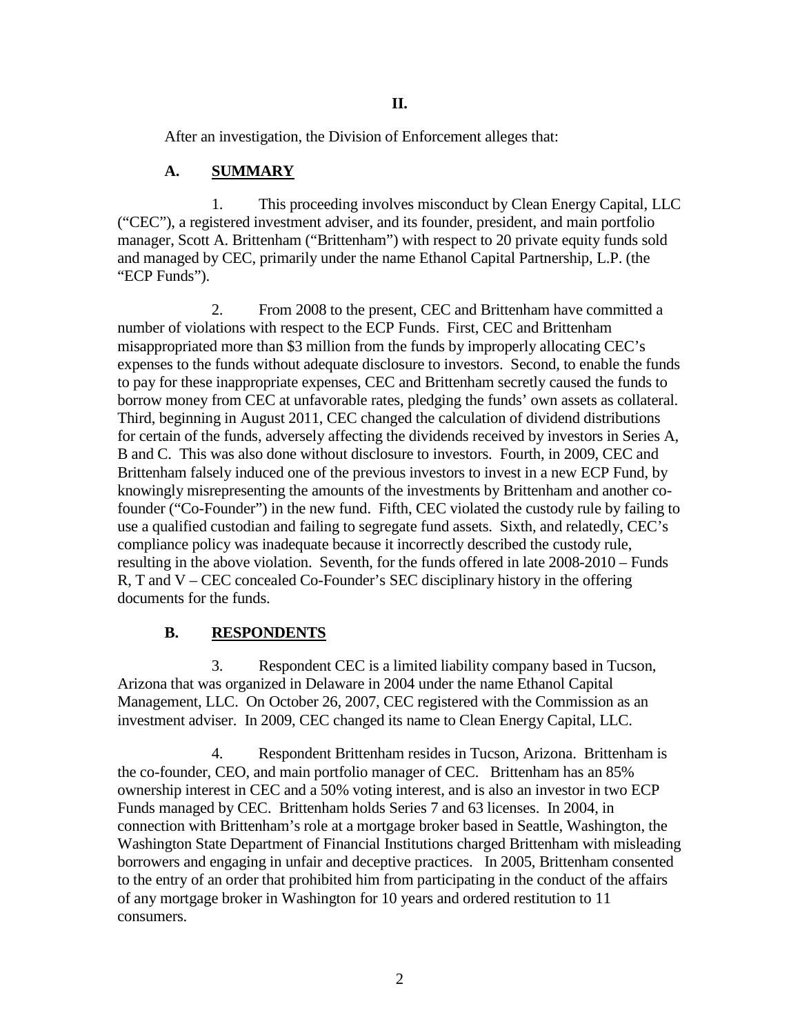## II.

After an investigation, the Division of Enforcement alleges that:

### A. SUMMARY

1. This proceeding involves misconduct by Clean Energy Capital, LLC ("CEC"), a registered investment adviser, and its founder, president, and main portfolio manager, Scott A. Brittenham ("Brittenham") with respect to 20 private equity funds sold and managed by CEC, primarily under the name Ethanol Capital Partnership, L.P. (the "ECP Funds").

2. From 2008 to the present, CEC and Brittenham have committed a number of violations with respect to the ECP Funds. First, CEC and Brittenham misappropriated more than $3 million from the funds by improperly allocating CEC's expenses to the funds without adequate disclosure to investors. Second, to enable the funds to pay for these inappropriate expenses, CEC and Brittenham secretly caused the funds to borrow money from CEC at unfavorable rates, pledging the funds' own assets as collateral. Third, beginning in August 2011, CEC changed the calculation of dividend distributions for certain of the funds, adversely affecting the dividends received by investors in Series A, B and C. This was also done without disclosure to investors. Fourth, in 2009, CEC and Brittenham falsely induced one of the previous investors to invest in a new ECP Fund, by knowingly misrepresenting the amounts of the investments by Brittenham and another co-founder ("Co-Founder") in the new fund. Fifth, CEC violated the custody rule by failing to use a qualified custodian and failing to segregate fund assets. Sixth, and relatedly, CEC's compliance policy was inadequate because it incorrectly described the custody rule, resulting in the above violation. Seventh, for the funds offered in late 2008-2010 – Funds R, T and V – CEC concealed Co-Founder's SEC disciplinary history in the offering documents for the funds.

### B. RESPONDENTS

3. Respondent CEC is a limited liability company based in Tucson, Arizona that was organized in Delaware in 2004 under the name Ethanol Capital Management, LLC. On October 26, 2007, CEC registered with the Commission as an investment adviser. In 2009, CEC changed its name to Clean Energy Capital, LLC.

4. Respondent Brittenham resides in Tucson, Arizona. Brittenham is the co-founder, CEO, and main portfolio manager of CEC. Brittenham has an 85% ownership interest in CEC and a 50% voting interest, and is also an investor in two ECP Funds managed by CEC. Brittenham holds Series 7 and 63 licenses. In 2004, in connection with Brittenham's role at a mortgage broker based in Seattle, Washington, the Washington State Department of Financial Institutions charged Brittenham with misleading borrowers and engaging in unfair and deceptive practices. In 2005, Brittenham consented to the entry of an order that prohibited him from participating in the conduct of the affairs of any mortgage broker in Washington for 10 years and ordered restitution to 11 consumers.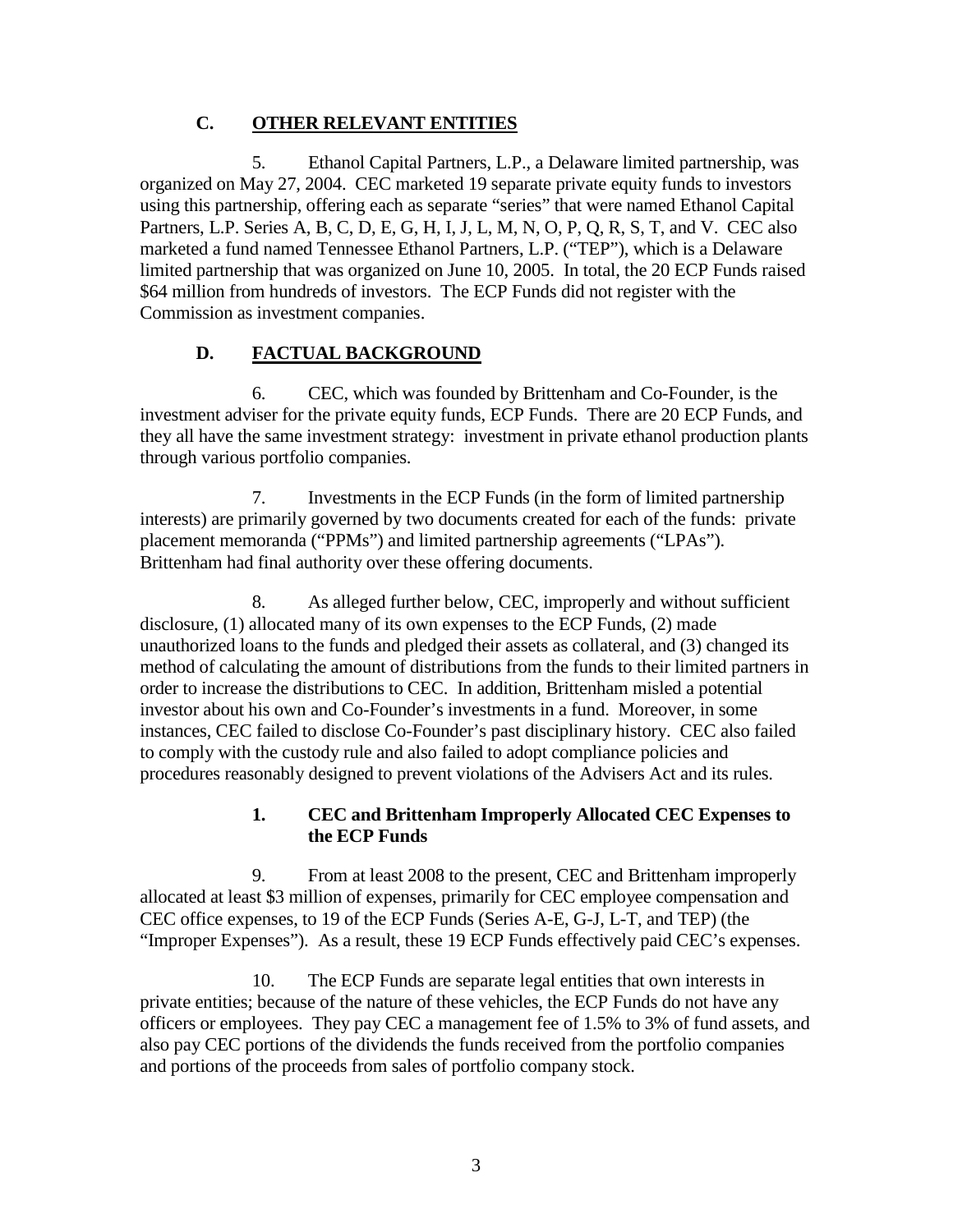## C. OTHER RELEVANT ENTITIES

5. Ethanol Capital Partners, L.P., a Delaware limited partnership, was organized on May 27, 2004. CEC marketed 19 separate private equity funds to investors using this partnership, offering each as separate "series" that were named Ethanol Capital Partners, L.P. Series A, B, C, D, E, G, H, I, J, L, M, N, O, P, Q, R, S, T, and V. CEC also marketed a fund named Tennessee Ethanol Partners, L.P. ("TEP"), which is a Delaware limited partnership that was organized on June 10, 2005. In total, the 20 ECP Funds raised $64 million from hundreds of investors. The ECP Funds did not register with the Commission as investment companies.

## D. FACTUAL BACKGROUND

6. CEC, which was founded by Brittenham and Co-Founder, is the investment adviser for the private equity funds, ECP Funds. There are 20 ECP Funds, and they all have the same investment strategy: investment in private ethanol production plants through various portfolio companies.

7. Investments in the ECP Funds (in the form of limited partnership interests) are primarily governed by two documents created for each of the funds: private placement memoranda ("PPMs") and limited partnership agreements ("LPAs"). Brittenham had final authority over these offering documents.

8. As alleged further below, CEC, improperly and without sufficient disclosure, (1) allocated many of its own expenses to the ECP Funds, (2) made unauthorized loans to the funds and pledged their assets as collateral, and (3) changed its method of calculating the amount of distributions from the funds to their limited partners in order to increase the distributions to CEC. In addition, Brittenham misled a potential investor about his own and Co-Founder's investments in a fund. Moreover, in some instances, CEC failed to disclose Co-Founder's past disciplinary history. CEC also failed to comply with the custody rule and also failed to adopt compliance policies and procedures reasonably designed to prevent violations of the Advisers Act and its rules.

### 1. CEC and Brittenham Improperly Allocated CEC Expenses to the ECP Funds

9. From at least 2008 to the present, CEC and Brittenham improperly allocated at least $3 million of expenses, primarily for CEC employee compensation and CEC office expenses, to 19 of the ECP Funds (Series A-E, G-J, L-T, and TEP) (the "Improper Expenses"). As a result, these 19 ECP Funds effectively paid CEC's expenses.

10. The ECP Funds are separate legal entities that own interests in private entities; because of the nature of these vehicles, the ECP Funds do not have any officers or employees. They pay CEC a management fee of 1.5% to 3% of fund assets, and also pay CEC portions of the dividends the funds received from the portfolio companies and portions of the proceeds from sales of portfolio company stock.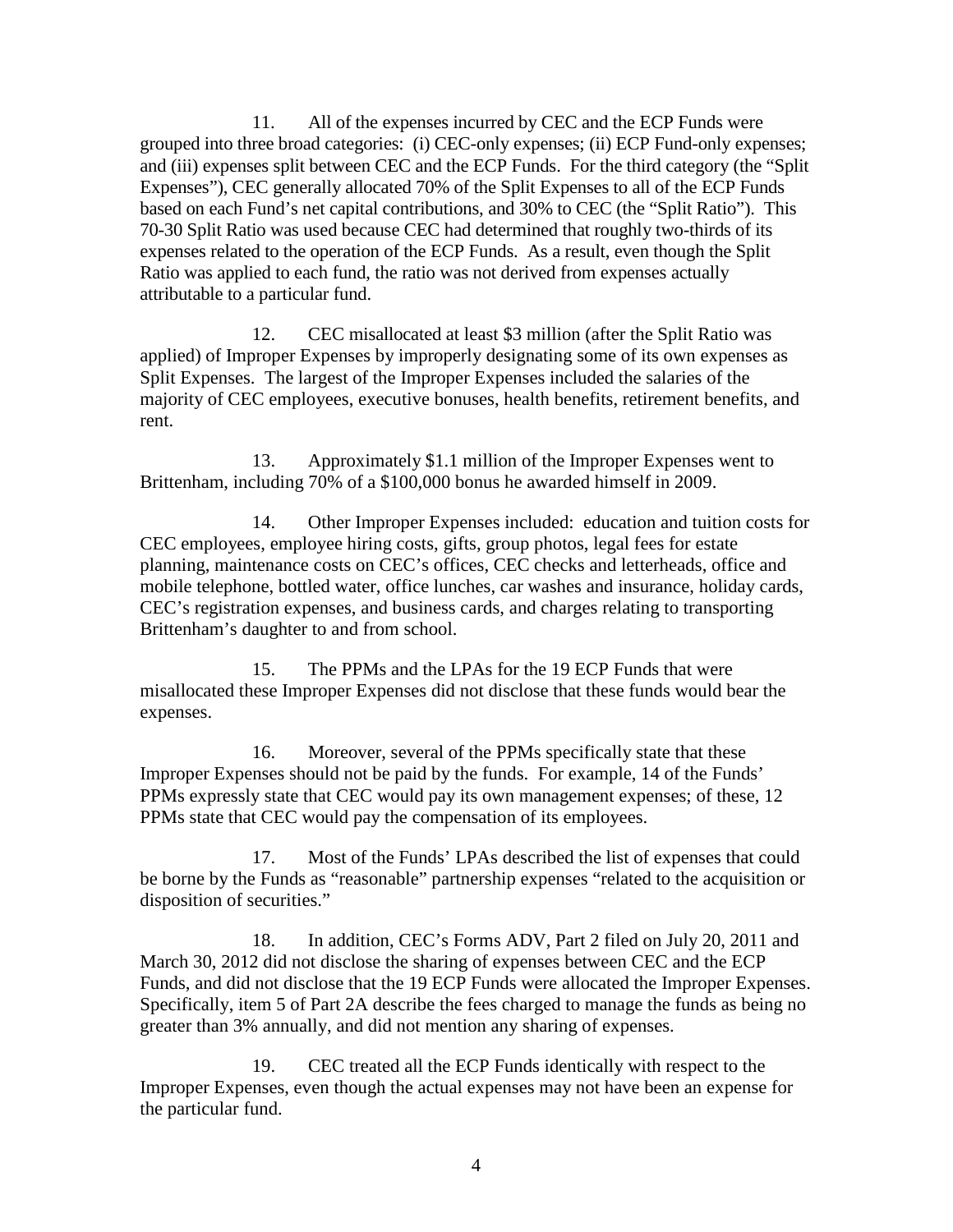11. All of the expenses incurred by CEC and the ECP Funds were grouped into three broad categories: (i) CEC-only expenses; (ii) ECP Fund-only expenses; and (iii) expenses split between CEC and the ECP Funds. For the third category (the "Split Expenses"), CEC generally allocated 70% of the Split Expenses to all of the ECP Funds based on each Fund's net capital contributions, and 30% to CEC (the "Split Ratio"). This 70-30 Split Ratio was used because CEC had determined that roughly two-thirds of its expenses related to the operation of the ECP Funds. As a result, even though the Split Ratio was applied to each fund, the ratio was not derived from expenses actually attributable to a particular fund.

12. CEC misallocated at least $3 million (after the Split Ratio was applied) of Improper Expenses by improperly designating some of its own expenses as Split Expenses. The largest of the Improper Expenses included the salaries of the majority of CEC employees, executive bonuses, health benefits, retirement benefits, and rent.

13. Approximately $1.1 million of the Improper Expenses went to Brittenham, including 70% of a $100,000 bonus he awarded himself in 2009.

14. Other Improper Expenses included: education and tuition costs for CEC employees, employee hiring costs, gifts, group photos, legal fees for estate planning, maintenance costs on CEC's offices, CEC checks and letterheads, office and mobile telephone, bottled water, office lunches, car washes and insurance, holiday cards, CEC's registration expenses, and business cards, and charges relating to transporting Brittenham's daughter to and from school.

15. The PPMs and the LPAs for the 19 ECP Funds that were misallocated these Improper Expenses did not disclose that these funds would bear the expenses.

16. Moreover, several of the PPMs specifically state that these Improper Expenses should not be paid by the funds. For example, 14 of the Funds' PPMs expressly state that CEC would pay its own management expenses; of these, 12 PPMs state that CEC would pay the compensation of its employees.

17. Most of the Funds' LPAs described the list of expenses that could be borne by the Funds as "reasonable" partnership expenses "related to the acquisition or disposition of securities."

18. In addition, CEC's Forms ADV, Part 2 filed on July 20, 2011 and March 30, 2012 did not disclose the sharing of expenses between CEC and the ECP Funds, and did not disclose that the 19 ECP Funds were allocated the Improper Expenses. Specifically, item 5 of Part 2A describe the fees charged to manage the funds as being no greater than 3% annually, and did not mention any sharing of expenses.

19. CEC treated all the ECP Funds identically with respect to the Improper Expenses, even though the actual expenses may not have been an expense for the particular fund.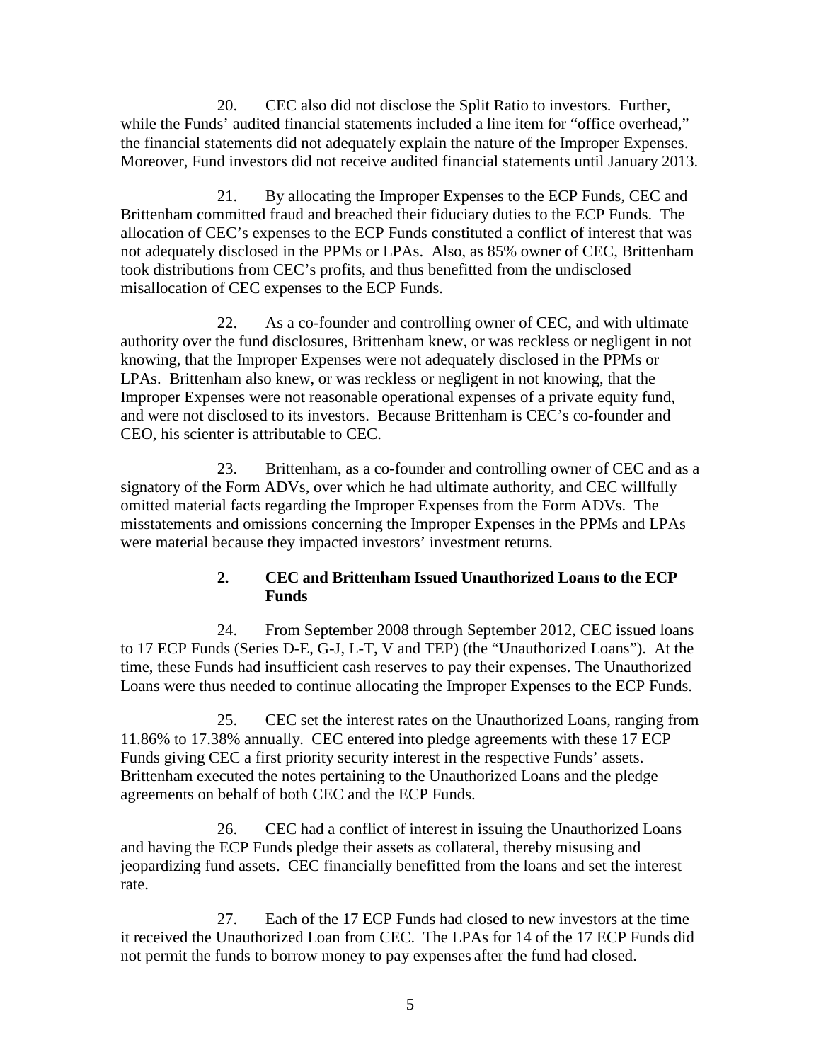20. CEC also did not disclose the Split Ratio to investors. Further, while the Funds' audited financial statements included a line item for "office overhead," the financial statements did not adequately explain the nature of the Improper Expenses. Moreover, Fund investors did not receive audited financial statements until January 2013.

21. By allocating the Improper Expenses to the ECP Funds, CEC and Brittenham committed fraud and breached their fiduciary duties to the ECP Funds. The allocation of CEC's expenses to the ECP Funds constituted a conflict of interest that was not adequately disclosed in the PPMs or LPAs. Also, as 85% owner of CEC, Brittenham took distributions from CEC's profits, and thus benefitted from the undisclosed misallocation of CEC expenses to the ECP Funds.

22. As a co-founder and controlling owner of CEC, and with ultimate authority over the fund disclosures, Brittenham knew, or was reckless or negligent in not knowing, that the Improper Expenses were not adequately disclosed in the PPMs or LPAs. Brittenham also knew, or was reckless or negligent in not knowing, that the Improper Expenses were not reasonable operational expenses of a private equity fund, and were not disclosed to its investors. Because Brittenham is CEC's co-founder and CEO, his scienter is attributable to CEC.

23. Brittenham, as a co-founder and controlling owner of CEC and as a signatory of the Form ADVs, over which he had ultimate authority, and CEC willfully omitted material facts regarding the Improper Expenses from the Form ADVs. The misstatements and omissions concerning the Improper Expenses in the PPMs and LPAs were material because they impacted investors' investment returns.

### 2. CEC and Brittenham Issued Unauthorized Loans to the ECP Funds

24. From September 2008 through September 2012, CEC issued loans to 17 ECP Funds (Series D-E, G-J, L-T, V and TEP) (the "Unauthorized Loans"). At the time, these Funds had insufficient cash reserves to pay their expenses. The Unauthorized Loans were thus needed to continue allocating the Improper Expenses to the ECP Funds.

25. CEC set the interest rates on the Unauthorized Loans, ranging from 11.86% to 17.38% annually. CEC entered into pledge agreements with these 17 ECP Funds giving CEC a first priority security interest in the respective Funds' assets. Brittenham executed the notes pertaining to the Unauthorized Loans and the pledge agreements on behalf of both CEC and the ECP Funds.

26. CEC had a conflict of interest in issuing the Unauthorized Loans and having the ECP Funds pledge their assets as collateral, thereby misusing and jeopardizing fund assets. CEC financially benefitted from the loans and set the interest rate.

27. Each of the 17 ECP Funds had closed to new investors at the time it received the Unauthorized Loan from CEC. The LPAs for 14 of the 17 ECP Funds did not permit the funds to borrow money to pay expenses after the fund had closed.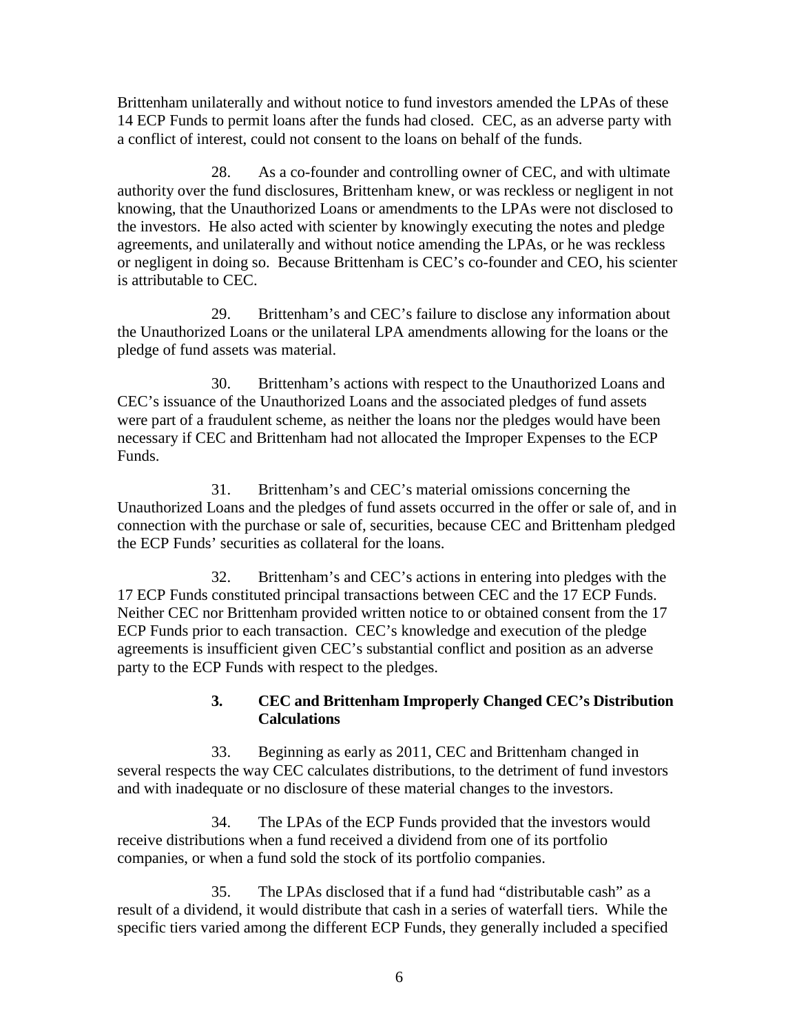Brittenham unilaterally and without notice to fund investors amended the LPAs of these 14 ECP Funds to permit loans after the funds had closed. CEC, as an adverse party with a conflict of interest, could not consent to the loans on behalf of the funds.

28. As a co-founder and controlling owner of CEC, and with ultimate authority over the fund disclosures, Brittenham knew, or was reckless or negligent in not knowing, that the Unauthorized Loans or amendments to the LPAs were not disclosed to the investors. He also acted with scienter by knowingly executing the notes and pledge agreements, and unilaterally and without notice amending the LPAs, or he was reckless or negligent in doing so. Because Brittenham is CEC's co-founder and CEO, his scienter is attributable to CEC.

29. Brittenham's and CEC's failure to disclose any information about the Unauthorized Loans or the unilateral LPA amendments allowing for the loans or the pledge of fund assets was material.

30. Brittenham's actions with respect to the Unauthorized Loans and CEC's issuance of the Unauthorized Loans and the associated pledges of fund assets were part of a fraudulent scheme, as neither the loans nor the pledges would have been necessary if CEC and Brittenham had not allocated the Improper Expenses to the ECP Funds.

31. Brittenham's and CEC's material omissions concerning the Unauthorized Loans and the pledges of fund assets occurred in the offer or sale of, and in connection with the purchase or sale of, securities, because CEC and Brittenham pledged the ECP Funds' securities as collateral for the loans.

32. Brittenham's and CEC's actions in entering into pledges with the 17 ECP Funds constituted principal transactions between CEC and the 17 ECP Funds. Neither CEC nor Brittenham provided written notice to or obtained consent from the 17 ECP Funds prior to each transaction. CEC's knowledge and execution of the pledge agreements is insufficient given CEC's substantial conflict and position as an adverse party to the ECP Funds with respect to the pledges.

### 3. CEC and Brittenham Improperly Changed CEC's Distribution Calculations

33. Beginning as early as 2011, CEC and Brittenham changed in several respects the way CEC calculates distributions, to the detriment of fund investors and with inadequate or no disclosure of these material changes to the investors.

34. The LPAs of the ECP Funds provided that the investors would receive distributions when a fund received a dividend from one of its portfolio companies, or when a fund sold the stock of its portfolio companies.

35. The LPAs disclosed that if a fund had "distributable cash" as a result of a dividend, it would distribute that cash in a series of waterfall tiers. While the specific tiers varied among the different ECP Funds, they generally included a specified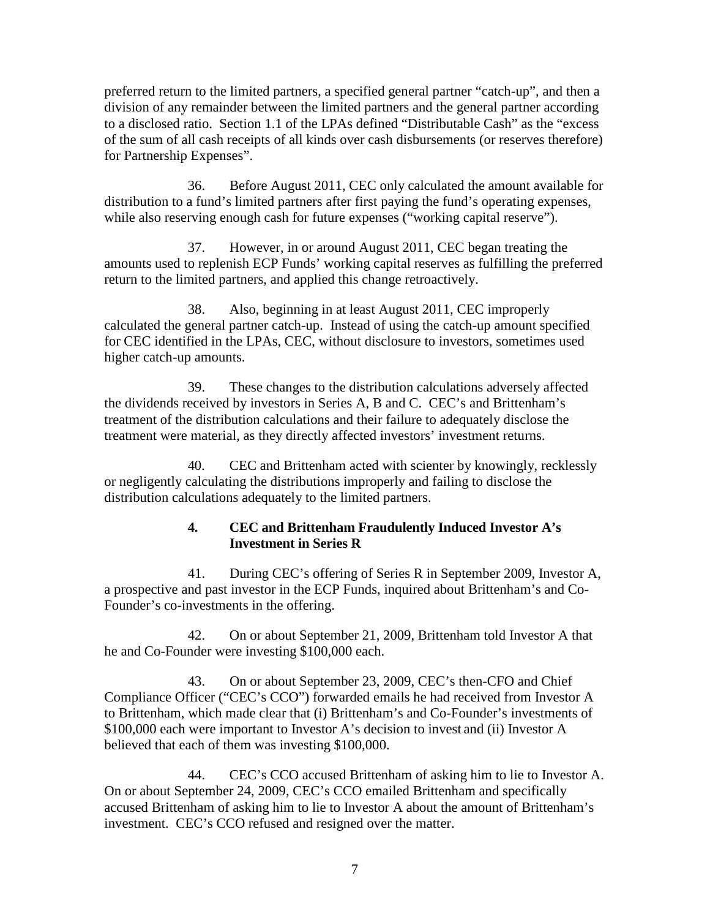preferred return to the limited partners, a specified general partner "catch-up", and then a division of any remainder between the limited partners and the general partner according to a disclosed ratio. Section 1.1 of the LPAs defined "Distributable Cash" as the "excess of the sum of all cash receipts of all kinds over cash disbursements (or reserves therefore) for Partnership Expenses".

36. Before August 2011, CEC only calculated the amount available for distribution to a fund's limited partners after first paying the fund's operating expenses, while also reserving enough cash for future expenses ("working capital reserve").

37. However, in or around August 2011, CEC began treating the amounts used to replenish ECP Funds' working capital reserves as fulfilling the preferred return to the limited partners, and applied this change retroactively.

38. Also, beginning in at least August 2011, CEC improperly calculated the general partner catch-up. Instead of using the catch-up amount specified for CEC identified in the LPAs, CEC, without disclosure to investors, sometimes used higher catch-up amounts.

39. These changes to the distribution calculations adversely affected the dividends received by investors in Series A, B and C. CEC's and Brittenham's treatment of the distribution calculations and their failure to adequately disclose the treatment were material, as they directly affected investors' investment returns.

40. CEC and Brittenham acted with scienter by knowingly, recklessly or negligently calculating the distributions improperly and failing to disclose the distribution calculations adequately to the limited partners.

### 4. CEC and Brittenham Fraudulently Induced Investor A's Investment in Series R

41. During CEC's offering of Series R in September 2009, Investor A, a prospective and past investor in the ECP Funds, inquired about Brittenham's and Co-Founder's co-investments in the offering.

42. On or about September 21, 2009, Brittenham told Investor A that he and Co-Founder were investing $100,000 each.

43. On or about September 23, 2009, CEC's then-CFO and Chief Compliance Officer ("CEC's CCO") forwarded emails he had received from Investor A to Brittenham, which made clear that (i) Brittenham's and Co-Founder's investments of $100,000 each were important to Investor A's decision to invest and (ii) Investor A believed that each of them was investing $100,000.

44. CEC's CCO accused Brittenham of asking him to lie to Investor A. On or about September 24, 2009, CEC's CCO emailed Brittenham and specifically accused Brittenham of asking him to lie to Investor A about the amount of Brittenham's investment. CEC's CCO refused and resigned over the matter.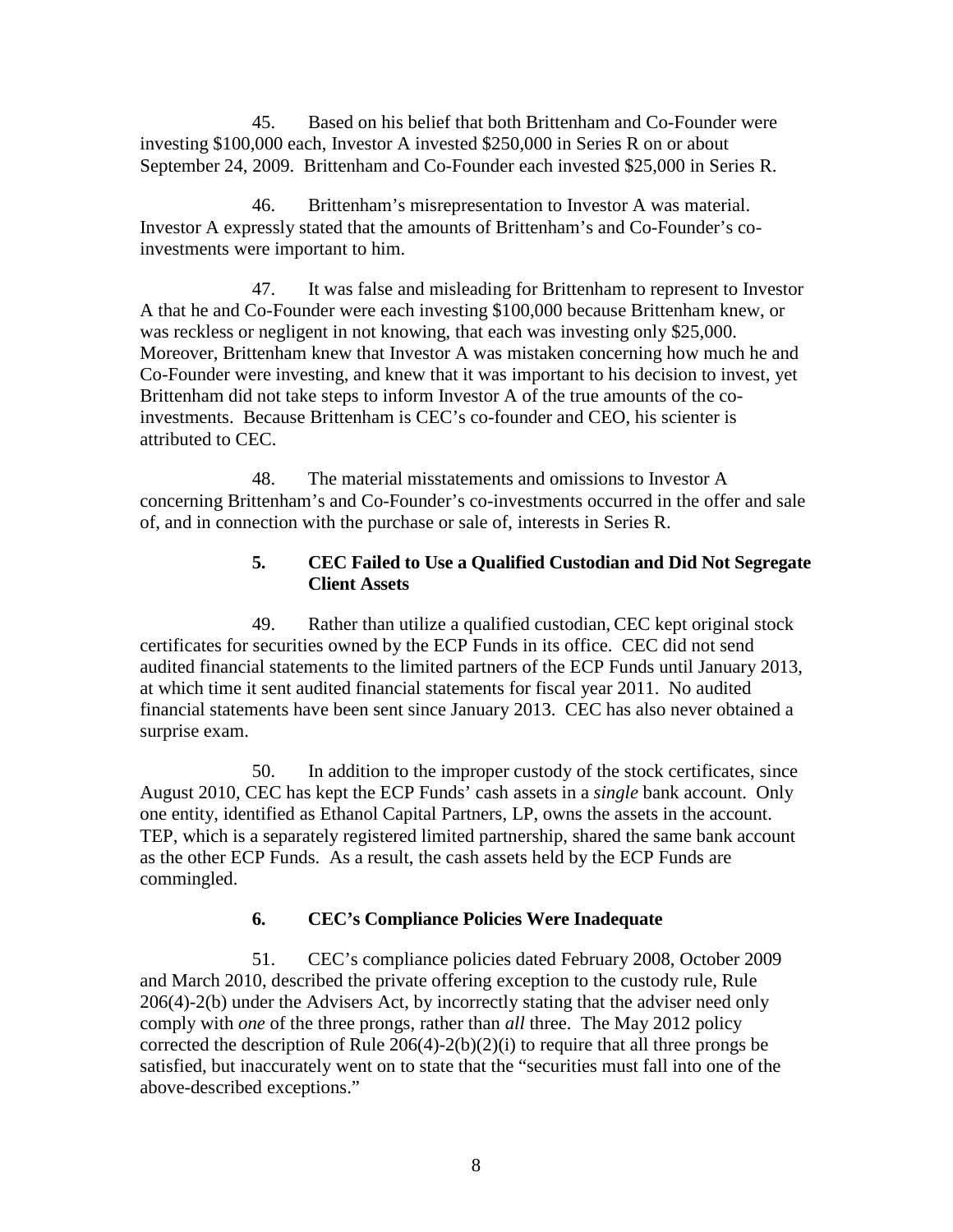45. Based on his belief that both Brittenham and Co-Founder were investing $100,000 each, Investor A invested $250,000 in Series R on or about September 24, 2009. Brittenham and Co-Founder each invested $25,000 in Series R.

46. Brittenham's misrepresentation to Investor A was material. Investor A expressly stated that the amounts of Brittenham's and Co-Founder's co-investments were important to him.

47. It was false and misleading for Brittenham to represent to Investor A that he and Co-Founder were each investing $100,000 because Brittenham knew, or was reckless or negligent in not knowing, that each was investing only $25,000. Moreover, Brittenham knew that Investor A was mistaken concerning how much he and Co-Founder were investing, and knew that it was important to his decision to invest, yet Brittenham did not take steps to inform Investor A of the true amounts of the co-investments. Because Brittenham is CEC's co-founder and CEO, his scienter is attributed to CEC.

48. The material misstatements and omissions to Investor A concerning Brittenham's and Co-Founder's co-investments occurred in the offer and sale of, and in connection with the purchase or sale of, interests in Series R.

### 5. CEC Failed to Use a Qualified Custodian and Did Not Segregate Client Assets

49. Rather than utilize a qualified custodian, CEC kept original stock certificates for securities owned by the ECP Funds in its office. CEC did not send audited financial statements to the limited partners of the ECP Funds until January 2013, at which time it sent audited financial statements for fiscal year 2011. No audited financial statements have been sent since January 2013. CEC has also never obtained a surprise exam.

50. In addition to the improper custody of the stock certificates, since August 2010, CEC has kept the ECP Funds' cash assets in a *single* bank account. Only one entity, identified as Ethanol Capital Partners, LP, owns the assets in the account. TEP, which is a separately registered limited partnership, shared the same bank account as the other ECP Funds. As a result, the cash assets held by the ECP Funds are commingled.

### 6. CEC's Compliance Policies Were Inadequate

51. CEC's compliance policies dated February 2008, October 2009 and March 2010, described the private offering exception to the custody rule, Rule 206(4)-2(b) under the Advisers Act, by incorrectly stating that the adviser need only comply with *one* of the three prongs, rather than *all* three. The May 2012 policy corrected the description of Rule 206(4)-2(b)(2)(i) to require that all three prongs be satisfied, but inaccurately went on to state that the "securities must fall into one of the above-described exceptions."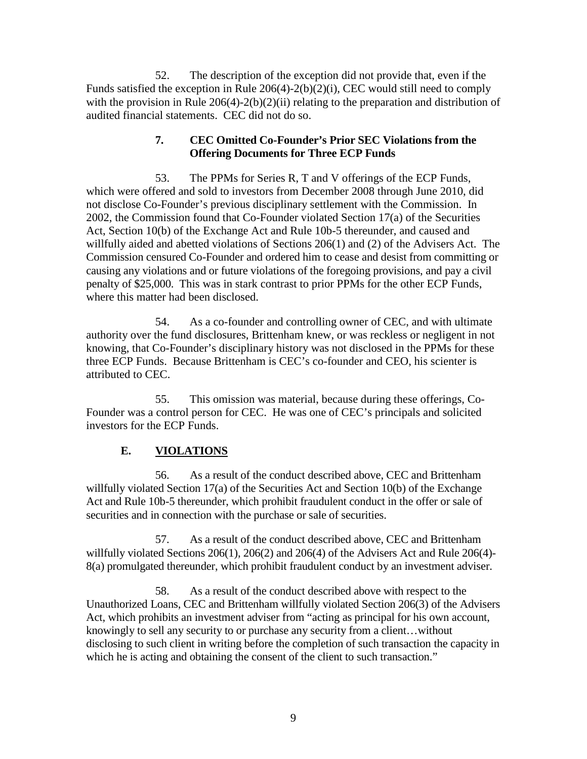52. The description of the exception did not provide that, even if the Funds satisfied the exception in Rule 206(4)-2(b)(2)(i), CEC would still need to comply with the provision in Rule 206(4)-2(b)(2)(ii) relating to the preparation and distribution of audited financial statements. CEC did not do so.

### 7. CEC Omitted Co-Founder's Prior SEC Violations from the Offering Documents for Three ECP Funds

53. The PPMs for Series R, T and V offerings of the ECP Funds, which were offered and sold to investors from December 2008 through June 2010, did not disclose Co-Founder's previous disciplinary settlement with the Commission. In 2002, the Commission found that Co-Founder violated Section 17(a) of the Securities Act, Section 10(b) of the Exchange Act and Rule 10b-5 thereunder, and caused and willfully aided and abetted violations of Sections 206(1) and (2) of the Advisers Act. The Commission censured Co-Founder and ordered him to cease and desist from committing or causing any violations and or future violations of the foregoing provisions, and pay a civil penalty of $25,000. This was in stark contrast to prior PPMs for the other ECP Funds, where this matter had been disclosed.

54. As a co-founder and controlling owner of CEC, and with ultimate authority over the fund disclosures, Brittenham knew, or was reckless or negligent in not knowing, that Co-Founder's disciplinary history was not disclosed in the PPMs for these three ECP Funds. Because Brittenham is CEC's co-founder and CEO, his scienter is attributed to CEC.

55. This omission was material, because during these offerings, Co-Founder was a control person for CEC. He was one of CEC's principals and solicited investors for the ECP Funds.

## E. <u>VIOLATIONS</u>

56. As a result of the conduct described above, CEC and Brittenham willfully violated Section 17(a) of the Securities Act and Section 10(b) of the Exchange Act and Rule 10b-5 thereunder, which prohibit fraudulent conduct in the offer or sale of securities and in connection with the purchase or sale of securities.

57. As a result of the conduct described above, CEC and Brittenham willfully violated Sections 206(1), 206(2) and 206(4) of the Advisers Act and Rule 206(4)-8(a) promulgated thereunder, which prohibit fraudulent conduct by an investment adviser.

58. As a result of the conduct described above with respect to the Unauthorized Loans, CEC and Brittenham willfully violated Section 206(3) of the Advisers Act, which prohibits an investment adviser from "acting as principal for his own account, knowingly to sell any security to or purchase any security from a client…without disclosing to such client in writing before the completion of such transaction the capacity in which he is acting and obtaining the consent of the client to such transaction."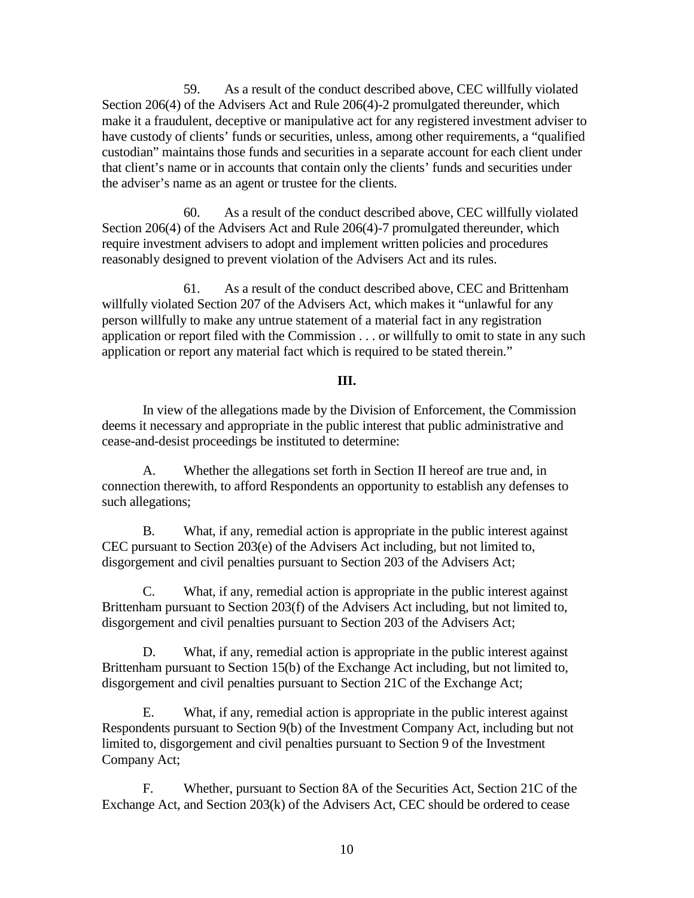59. As a result of the conduct described above, CEC willfully violated Section 206(4) of the Advisers Act and Rule 206(4)-2 promulgated thereunder, which make it a fraudulent, deceptive or manipulative act for any registered investment adviser to have custody of clients' funds or securities, unless, among other requirements, a "qualified custodian" maintains those funds and securities in a separate account for each client under that client's name or in accounts that contain only the clients' funds and securities under the adviser's name as an agent or trustee for the clients.

60. As a result of the conduct described above, CEC willfully violated Section 206(4) of the Advisers Act and Rule 206(4)-7 promulgated thereunder, which require investment advisers to adopt and implement written policies and procedures reasonably designed to prevent violation of the Advisers Act and its rules.

61. As a result of the conduct described above, CEC and Brittenham willfully violated Section 207 of the Advisers Act, which makes it "unlawful for any person willfully to make any untrue statement of a material fact in any registration application or report filed with the Commission . . . or willfully to omit to state in any such application or report any material fact which is required to be stated therein."

## III.

In view of the allegations made by the Division of Enforcement, the Commission deems it necessary and appropriate in the public interest that public administrative and cease-and-desist proceedings be instituted to determine:

A. Whether the allegations set forth in Section II hereof are true and, in connection therewith, to afford Respondents an opportunity to establish any defenses to such allegations;

B. What, if any, remedial action is appropriate in the public interest against CEC pursuant to Section 203(e) of the Advisers Act including, but not limited to, disgorgement and civil penalties pursuant to Section 203 of the Advisers Act;

C. What, if any, remedial action is appropriate in the public interest against Brittenham pursuant to Section 203(f) of the Advisers Act including, but not limited to, disgorgement and civil penalties pursuant to Section 203 of the Advisers Act;

D. What, if any, remedial action is appropriate in the public interest against Brittenham pursuant to Section 15(b) of the Exchange Act including, but not limited to, disgorgement and civil penalties pursuant to Section 21C of the Exchange Act;

E. What, if any, remedial action is appropriate in the public interest against Respondents pursuant to Section 9(b) of the Investment Company Act, including but not limited to, disgorgement and civil penalties pursuant to Section 9 of the Investment Company Act;

F. Whether, pursuant to Section 8A of the Securities Act, Section 21C of the Exchange Act, and Section 203(k) of the Advisers Act, CEC should be ordered to cease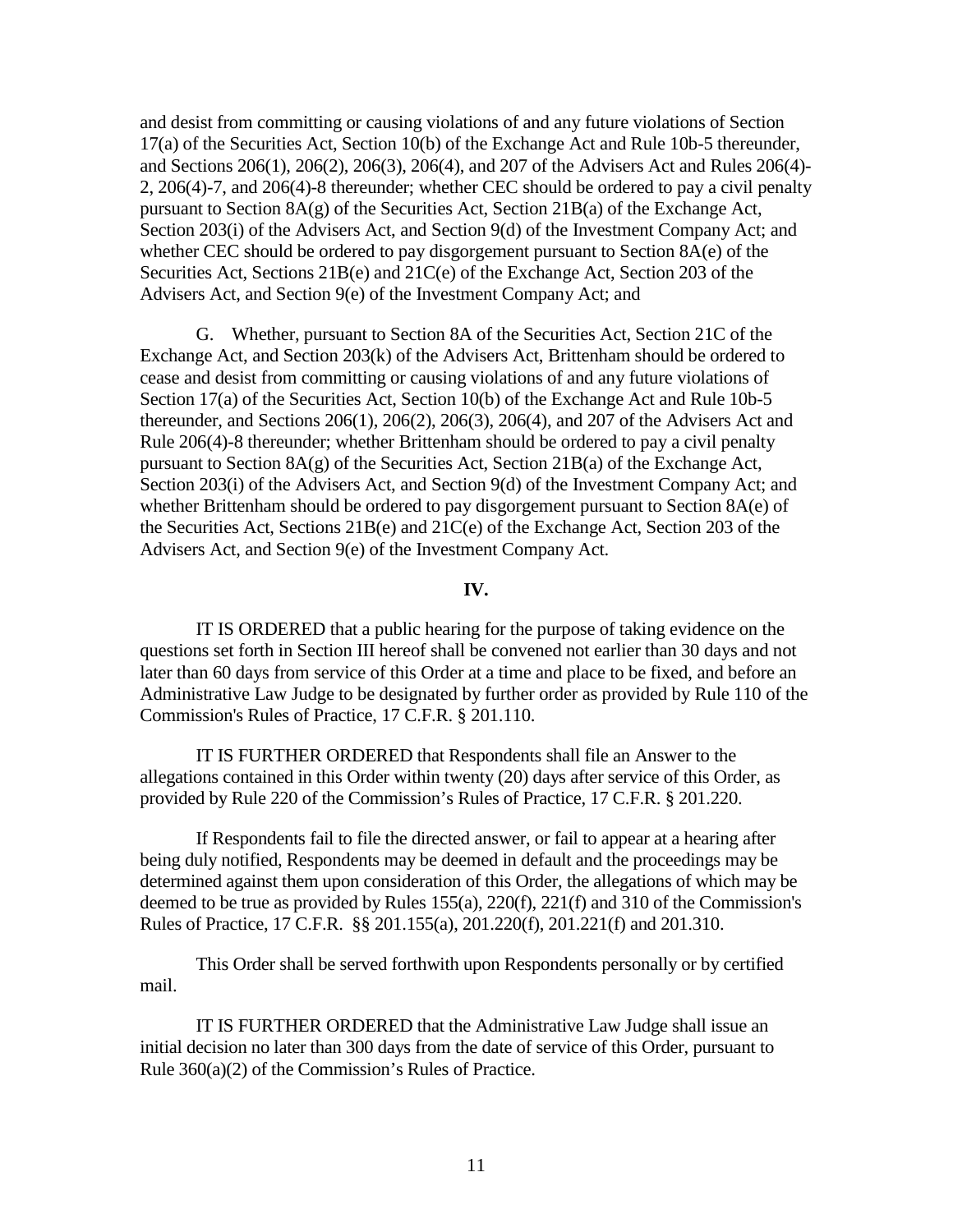and desist from committing or causing violations of and any future violations of Section 17(a) of the Securities Act, Section 10(b) of the Exchange Act and Rule 10b-5 thereunder, and Sections 206(1), 206(2), 206(3), 206(4), and 207 of the Advisers Act and Rules 206(4)-2, 206(4)-7, and 206(4)-8 thereunder; whether CEC should be ordered to pay a civil penalty pursuant to Section 8A(g) of the Securities Act, Section 21B(a) of the Exchange Act, Section 203(i) of the Advisers Act, and Section 9(d) of the Investment Company Act; and whether CEC should be ordered to pay disgorgement pursuant to Section 8A(e) of the Securities Act, Sections 21B(e) and 21C(e) of the Exchange Act, Section 203 of the Advisers Act, and Section 9(e) of the Investment Company Act; and

G. Whether, pursuant to Section 8A of the Securities Act, Section 21C of the Exchange Act, and Section 203(k) of the Advisers Act, Brittenham should be ordered to cease and desist from committing or causing violations of and any future violations of Section 17(a) of the Securities Act, Section 10(b) of the Exchange Act and Rule 10b-5 thereunder, and Sections 206(1), 206(2), 206(3), 206(4), and 207 of the Advisers Act and Rule 206(4)-8 thereunder; whether Brittenham should be ordered to pay a civil penalty pursuant to Section 8A(g) of the Securities Act, Section 21B(a) of the Exchange Act, Section 203(i) of the Advisers Act, and Section 9(d) of the Investment Company Act; and whether Brittenham should be ordered to pay disgorgement pursuant to Section 8A(e) of the Securities Act, Sections 21B(e) and 21C(e) of the Exchange Act, Section 203 of the Advisers Act, and Section 9(e) of the Investment Company Act.

## IV.

IT IS ORDERED that a public hearing for the purpose of taking evidence on the questions set forth in Section III hereof shall be convened not earlier than 30 days and not later than 60 days from service of this Order at a time and place to be fixed, and before an Administrative Law Judge to be designated by further order as provided by Rule 110 of the Commission's Rules of Practice, 17 C.F.R. § 201.110.

IT IS FURTHER ORDERED that Respondents shall file an Answer to the allegations contained in this Order within twenty (20) days after service of this Order, as provided by Rule 220 of the Commission's Rules of Practice, 17 C.F.R. § 201.220.

If Respondents fail to file the directed answer, or fail to appear at a hearing after being duly notified, Respondents may be deemed in default and the proceedings may be determined against them upon consideration of this Order, the allegations of which may be deemed to be true as provided by Rules 155(a), 220(f), 221(f) and 310 of the Commission's Rules of Practice, 17 C.F.R. §§ 201.155(a), 201.220(f), 201.221(f) and 201.310.

This Order shall be served forthwith upon Respondents personally or by certified mail.

IT IS FURTHER ORDERED that the Administrative Law Judge shall issue an initial decision no later than 300 days from the date of service of this Order, pursuant to Rule 360(a)(2) of the Commission's Rules of Practice.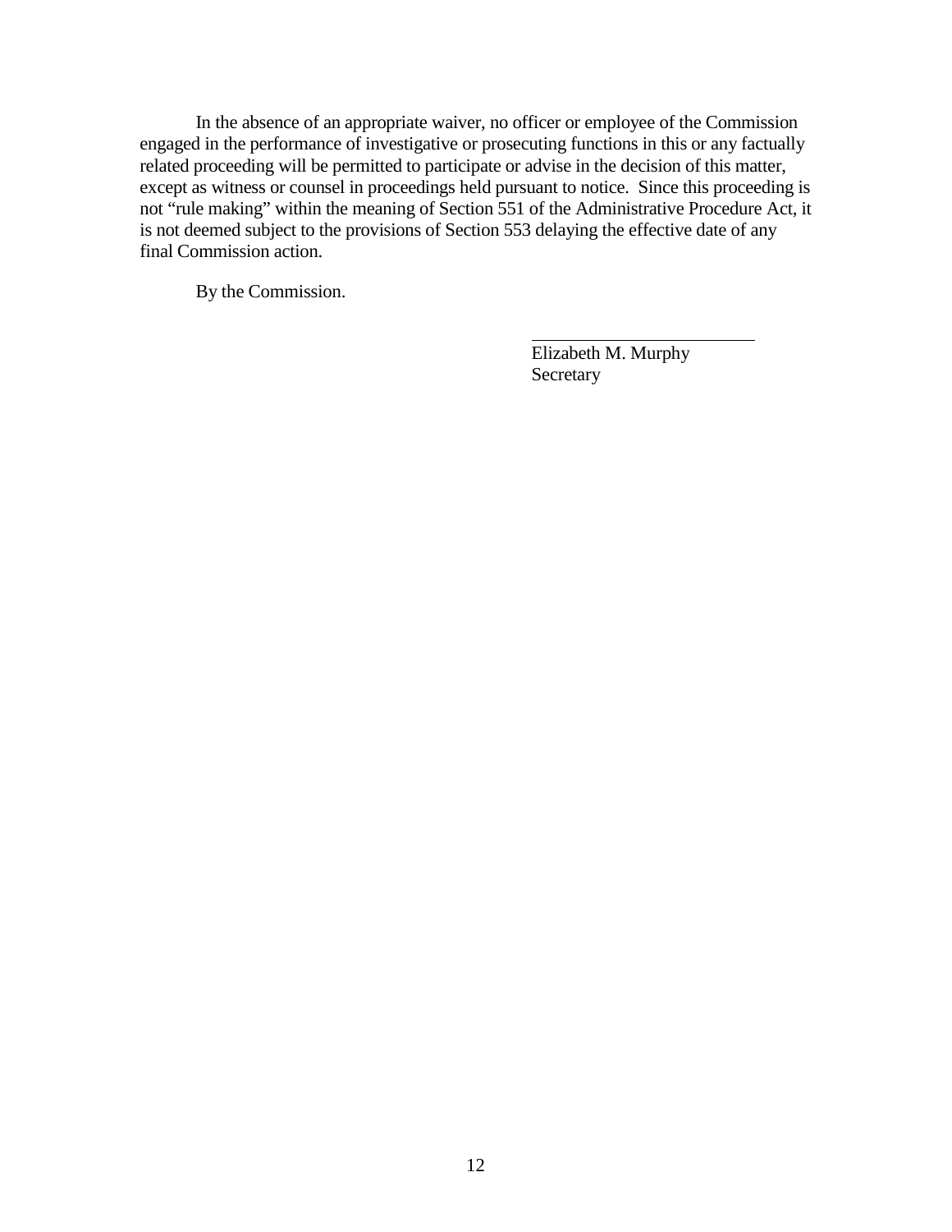In the absence of an appropriate waiver, no officer or employee of the Commission engaged in the performance of investigative or prosecuting functions in this or any factually related proceeding will be permitted to participate or advise in the decision of this matter, except as witness or counsel in proceedings held pursuant to notice. Since this proceeding is not "rule making" within the meaning of Section 551 of the Administrative Procedure Act, it is not deemed subject to the provisions of Section 553 delaying the effective date of any final Commission action.

By the Commission.

Elizabeth M. Murphy
Secretary